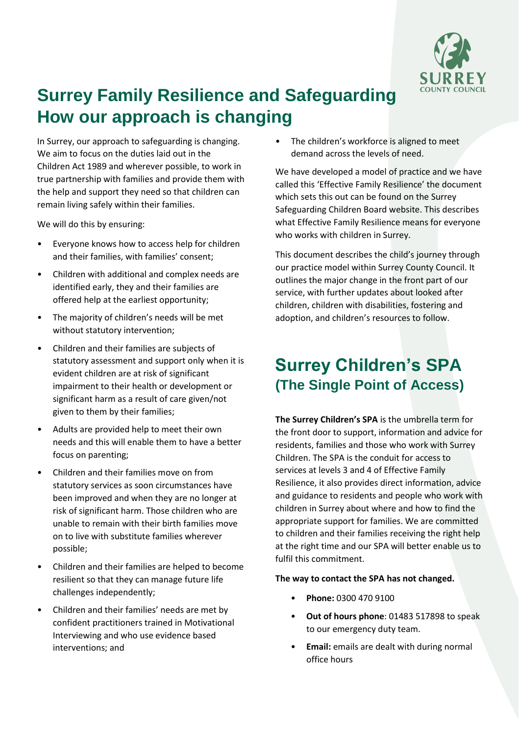# Surrey Family Resilience and Safeguarding How our approach is changing

In Surrey, our approach to safeguarding is changing. We aim to focus on the duties laid out in the Children Act 1989 and wherever possible, to work in true partnership with families and provide them with the help and support they need so that children can remain living safely within their families.

We will do this by ensuring:

- Everyone knows how to access help for children and their families, with families' consent;
- Children with additional and complex needs are identified early, they and their families are offered help at the earliest opportunity;
- The majority of children's needs will be met without statutory intervention;
- Children and their families are subjects of statutory assessment and support only when it is evident children are at risk of significant impairment to their health or development or significant harm as a result of care given/not given to them by their families;
- Adults are provided help to meet their own needs and this will enable them to have a better focus on parenting;
- Children and their families move on from statutory services as soon circumstances have been improved and when they are no longer at risk of significant harm. Those children who are unable to remain with their birth families move on to live with substitute families wherever possible;
- Children and their families are helped to become resilient so that they can manage future life challenges independently;
- Children and their families' needs are met by confident practitioners trained in Motivational Interviewing and who use evidence based interventions; and
- The children's workforce is aligned to meet demand across the levels of need.

We have developed a model of practice and we have called this 'Effective Family Resilience' the document which sets this out can be found on the Surrey Safeguarding Children Board website. This describes what Effective Family Resilience means for everyone who works with children in Surrey.

This document describes the child's journey through our practice model within Surrey County Council. It outlines the major change in the front part of our service, with further updates about looked after children, children with disabilities, fostering and adoption, and children's resources to follow.

## Surrey Children's SPA
### (The Single Point of Access)

**The Surrey Children's SPA** is the umbrella term for the front door to support, information and advice for residents, families and those who work with Surrey Children. The SPA is the conduit for access to services at levels 3 and 4 of Effective Family Resilience, it also provides direct information, advice and guidance to residents and people who work with children in Surrey about where and how to find the appropriate support for families. We are committed to children and their families receiving the right help at the right time and our SPA will better enable us to fulfil this commitment.

**The way to contact the SPA has not changed.**

- **Phone:** 0300 470 9100
- **Out of hours phone**: 01483 517898 to speak to our emergency duty team.
- **Email:** emails are dealt with during normal office hours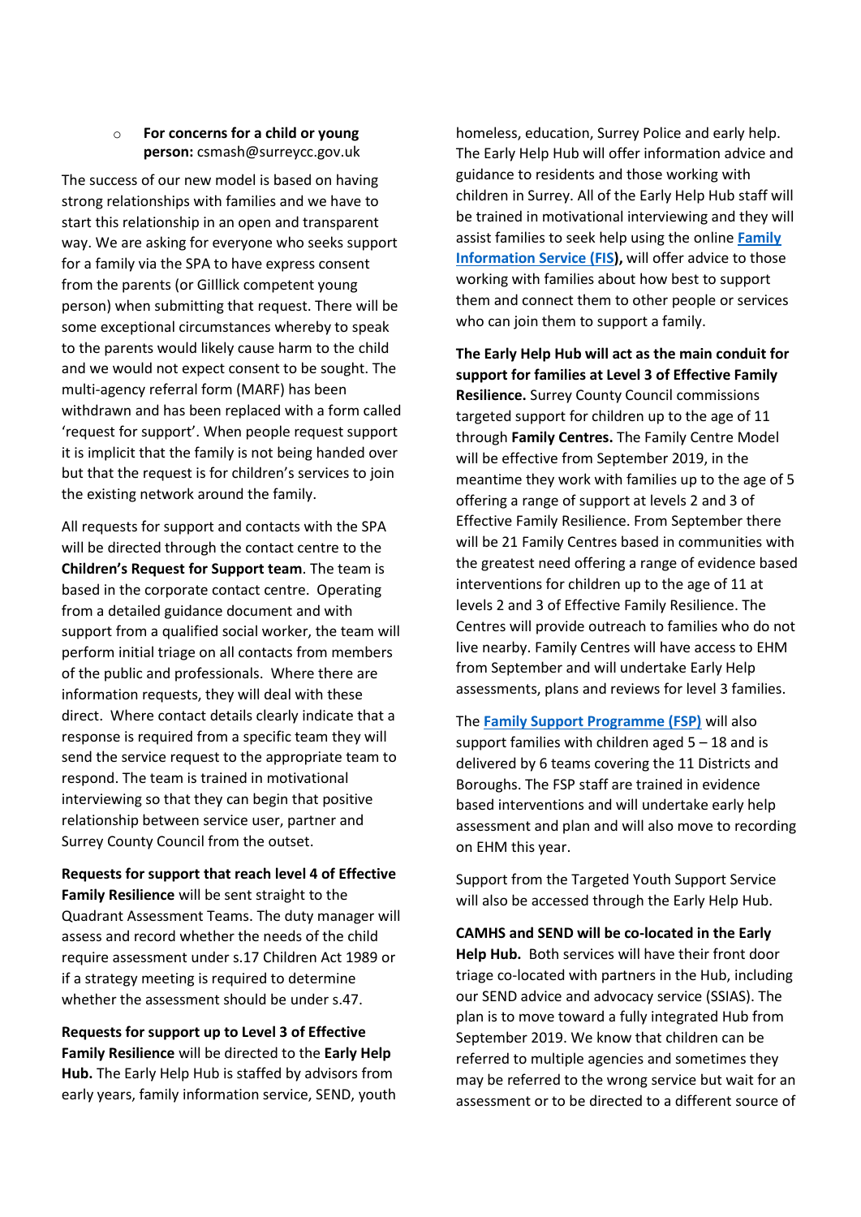- **For concerns for a child or young person:** csmash@surreycc.gov.uk

The success of our new model is based on having strong relationships with families and we have to start this relationship in an open and transparent way. We are asking for everyone who seeks support for a family via the SPA to have express consent from the parents (or Gilllick competent young person) when submitting that request. There will be some exceptional circumstances whereby to speak to the parents would likely cause harm to the child and we would not expect consent to be sought. The multi-agency referral form (MARF) has been withdrawn and has been replaced with a form called 'request for support'. When people request support it is implicit that the family is not being handed over but that the request is for children's services to join the existing network around the family.

All requests for support and contacts with the SPA will be directed through the contact centre to the **Children's Request for Support team**. The team is based in the corporate contact centre. Operating from a detailed guidance document and with support from a qualified social worker, the team will perform initial triage on all contacts from members of the public and professionals. Where there are information requests, they will deal with these direct. Where contact details clearly indicate that a response is required from a specific team they will send the service request to the appropriate team to respond. The team is trained in motivational interviewing so that they can begin that positive relationship between service user, partner and Surrey County Council from the outset.

**Requests for support that reach level 4 of Effective Family Resilience** will be sent straight to the Quadrant Assessment Teams. The duty manager will assess and record whether the needs of the child require assessment under s.17 Children Act 1989 or if a strategy meeting is required to determine whether the assessment should be under s.47.

**Requests for support up to Level 3 of Effective Family Resilience** will be directed to the **Early Help Hub.** The Early Help Hub is staffed by advisors from early years, family information service, SEND, youth homeless, education, Surrey Police and early help. The Early Help Hub will offer information advice and guidance to residents and those working with children in Surrey. All of the Early Help Hub staff will be trained in motivational interviewing and they will assist families to seek help using the online **Family Information Service (FIS),** will offer advice to those working with families about how best to support them and connect them to other people or services who can join them to support a family.

**The Early Help Hub will act as the main conduit for support for families at Level 3 of Effective Family Resilience.** Surrey County Council commissions targeted support for children up to the age of 11 through **Family Centres.** The Family Centre Model will be effective from September 2019, in the meantime they work with families up to the age of 5 offering a range of support at levels 2 and 3 of Effective Family Resilience. From September there will be 21 Family Centres based in communities with the greatest need offering a range of evidence based interventions for children up to the age of 11 at levels 2 and 3 of Effective Family Resilience. The Centres will provide outreach to families who do not live nearby. Family Centres will have access to EHM from September and will undertake Early Help assessments, plans and reviews for level 3 families.

The **Family Support Programme (FSP)** will also support families with children aged 5 – 18 and is delivered by 6 teams covering the 11 Districts and Boroughs. The FSP staff are trained in evidence based interventions and will undertake early help assessment and plan and will also move to recording on EHM this year.

Support from the Targeted Youth Support Service will also be accessed through the Early Help Hub.

**CAMHS and SEND will be co-located in the Early Help Hub.** Both services will have their front door triage co-located with partners in the Hub, including our SEND advice and advocacy service (SSIAS). The plan is to move toward a fully integrated Hub from September 2019. We know that children can be referred to multiple agencies and sometimes they may be referred to the wrong service but wait for an assessment or to be directed to a different source of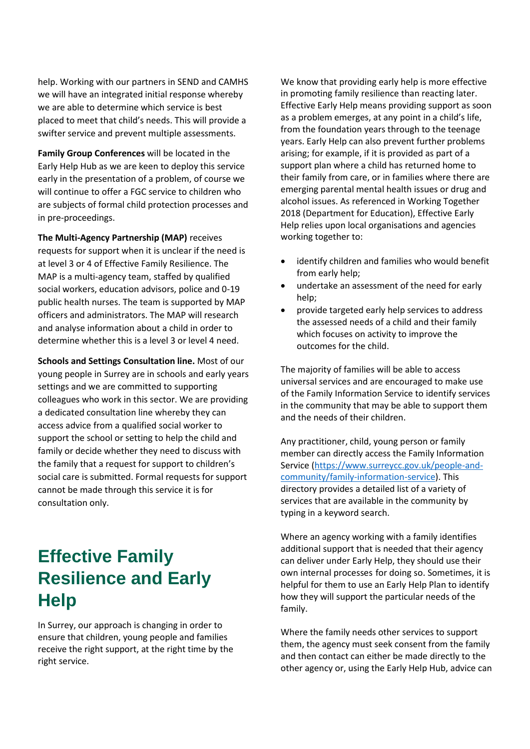help. Working with our partners in SEND and CAMHS we will have an integrated initial response whereby we are able to determine which service is best placed to meet that child's needs. This will provide a swifter service and prevent multiple assessments.

**Family Group Conferences** will be located in the Early Help Hub as we are keen to deploy this service early in the presentation of a problem, of course we will continue to offer a FGC service to children who are subjects of formal child protection processes and in pre-proceedings.

**The Multi-Agency Partnership (MAP)** receives requests for support when it is unclear if the need is at level 3 or 4 of Effective Family Resilience. The MAP is a multi-agency team, staffed by qualified social workers, education advisors, police and 0-19 public health nurses. The team is supported by MAP officers and administrators. The MAP will research and analyse information about a child in order to determine whether this is a level 3 or level 4 need.

**Schools and Settings Consultation line.** Most of our young people in Surrey are in schools and early years settings and we are committed to supporting colleagues who work in this sector. We are providing a dedicated consultation line whereby they can access advice from a qualified social worker to support the school or setting to help the child and family or decide whether they need to discuss with the family that a request for support to children's social care is submitted. Formal requests for support cannot be made through this service it is for consultation only.

# Effective Family Resilience and Early Help

In Surrey, our approach is changing in order to ensure that children, young people and families receive the right support, at the right time by the right service.

We know that providing early help is more effective in promoting family resilience than reacting later. Effective Early Help means providing support as soon as a problem emerges, at any point in a child's life, from the foundation years through to the teenage years. Early Help can also prevent further problems arising; for example, if it is provided as part of a support plan where a child has returned home to their family from care, or in families where there are emerging parental mental health issues or drug and alcohol issues. As referenced in Working Together 2018 (Department for Education), Effective Early Help relies upon local organisations and agencies working together to:

- identify children and families who would benefit from early help;
- undertake an assessment of the need for early help;
- provide targeted early help services to address the assessed needs of a child and their family which focuses on activity to improve the outcomes for the child.

The majority of families will be able to access universal services and are encouraged to make use of the Family Information Service to identify services in the community that may be able to support them and the needs of their children.

Any practitioner, child, young person or family member can directly access the Family Information Service (https://www.surreycc.gov.uk/people-and-community/family-information-service). This directory provides a detailed list of a variety of services that are available in the community by typing in a keyword search.

Where an agency working with a family identifies additional support that is needed that their agency can deliver under Early Help, they should use their own internal processes for doing so. Sometimes, it is helpful for them to use an Early Help Plan to identify how they will support the particular needs of the family.

Where the family needs other services to support them, the agency must seek consent from the family and then contact can either be made directly to the other agency or, using the Early Help Hub, advice can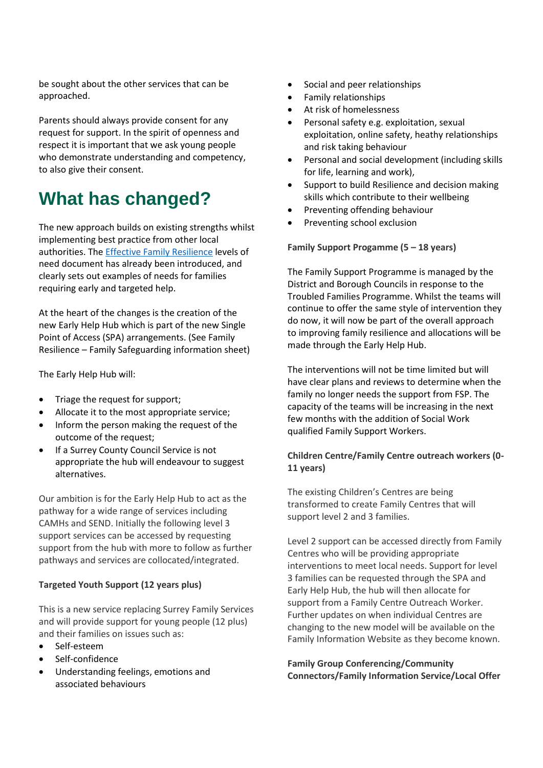be sought about the other services that can be approached.

Parents should always provide consent for any request for support. In the spirit of openness and respect it is important that we ask young people who demonstrate understanding and competency, to also give their consent.

# What has changed?

The new approach builds on existing strengths whilst implementing best practice from other local authorities. The [Effective Family Resilience]() levels of need document has already been introduced, and clearly sets out examples of needs for families requiring early and targeted help.

At the heart of the changes is the creation of the new Early Help Hub which is part of the new Single Point of Access (SPA) arrangements. (See Family Resilience – Family Safeguarding information sheet)

The Early Help Hub will:

- Triage the request for support;
- Allocate it to the most appropriate service;
- Inform the person making the request of the outcome of the request;
- If a Surrey County Council Service is not appropriate the hub will endeavour to suggest alternatives.

Our ambition is for the Early Help Hub to act as the pathway for a wide range of services including CAMHs and SEND. Initially the following level 3 support services can be accessed by requesting support from the hub with more to follow as further pathways and services are collocated/integrated.

**Targeted Youth Support (12 years plus)**

This is a new service replacing Surrey Family Services and will provide support for young people (12 plus) and their families on issues such as:

- Self-esteem
- Self-confidence
- Understanding feelings, emotions and associated behaviours
- Social and peer relationships
- Family relationships
- At risk of homelessness
- Personal safety e.g. exploitation, sexual exploitation, online safety, heathy relationships and risk taking behaviour
- Personal and social development (including skills for life, learning and work),
- Support to build Resilience and decision making skills which contribute to their wellbeing
- Preventing offending behaviour
- Preventing school exclusion

**Family Support Progamme (5 – 18 years)**

The Family Support Programme is managed by the District and Borough Councils in response to the Troubled Families Programme. Whilst the teams will continue to offer the same style of intervention they do now, it will now be part of the overall approach to improving family resilience and allocations will be made through the Early Help Hub.

The interventions will not be time limited but will have clear plans and reviews to determine when the family no longer needs the support from FSP. The capacity of the teams will be increasing in the next few months with the addition of Social Work qualified Family Support Workers.

**Children Centre/Family Centre outreach workers (0-11 years)**

The existing Children's Centres are being transformed to create Family Centres that will support level 2 and 3 families.

Level 2 support can be accessed directly from Family Centres who will be providing appropriate interventions to meet local needs. Support for level 3 families can be requested through the SPA and Early Help Hub, the hub will then allocate for support from a Family Centre Outreach Worker. Further updates on when individual Centres are changing to the new model will be available on the Family Information Website as they become known.

**Family Group Conferencing/Community Connectors/Family Information Service/Local Offer**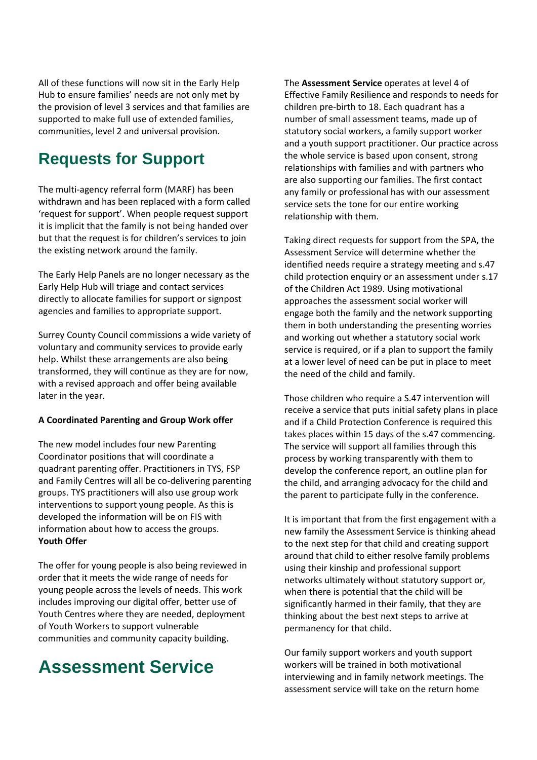All of these functions will now sit in the Early Help Hub to ensure families' needs are not only met by the provision of level 3 services and that families are supported to make full use of extended families, communities, level 2 and universal provision.

## Requests for Support

The multi-agency referral form (MARF) has been withdrawn and has been replaced with a form called 'request for support'. When people request support it is implicit that the family is not being handed over but that the request is for children's services to join the existing network around the family.

The Early Help Panels are no longer necessary as the Early Help Hub will triage and contact services directly to allocate families for support or signpost agencies and families to appropriate support.

Surrey County Council commissions a wide variety of voluntary and community services to provide early help. Whilst these arrangements are also being transformed, they will continue as they are for now, with a revised approach and offer being available later in the year.

**A Coordinated Parenting and Group Work offer**

The new model includes four new Parenting Coordinator positions that will coordinate a quadrant parenting offer. Practitioners in TYS, FSP and Family Centres will all be co-delivering parenting groups. TYS practitioners will also use group work interventions to support young people. As this is developed the information will be on FIS with information about how to access the groups.

**Youth Offer**

The offer for young people is also being reviewed in order that it meets the wide range of needs for young people across the levels of needs. This work includes improving our digital offer, better use of Youth Centres where they are needed, deployment of Youth Workers to support vulnerable communities and community capacity building.

## Assessment Service

The **Assessment Service** operates at level 4 of Effective Family Resilience and responds to needs for children pre-birth to 18. Each quadrant has a number of small assessment teams, made up of statutory social workers, a family support worker and a youth support practitioner. Our practice across the whole service is based upon consent, strong relationships with families and with partners who are also supporting our families. The first contact any family or professional has with our assessment service sets the tone for our entire working relationship with them.

Taking direct requests for support from the SPA, the Assessment Service will determine whether the identified needs require a strategy meeting and s.47 child protection enquiry or an assessment under s.17 of the Children Act 1989. Using motivational approaches the assessment social worker will engage both the family and the network supporting them in both understanding the presenting worries and working out whether a statutory social work service is required, or if a plan to support the family at a lower level of need can be put in place to meet the need of the child and family.

Those children who require a S.47 intervention will receive a service that puts initial safety plans in place and if a Child Protection Conference is required this takes places within 15 days of the s.47 commencing. The service will support all families through this process by working transparently with them to develop the conference report, an outline plan for the child, and arranging advocacy for the child and the parent to participate fully in the conference.

It is important that from the first engagement with a new family the Assessment Service is thinking ahead to the next step for that child and creating support around that child to either resolve family problems using their kinship and professional support networks ultimately without statutory support or, when there is potential that the child will be significantly harmed in their family, that they are thinking about the best next steps to arrive at permanency for that child.

Our family support workers and youth support workers will be trained in both motivational interviewing and in family network meetings. The assessment service will take on the return home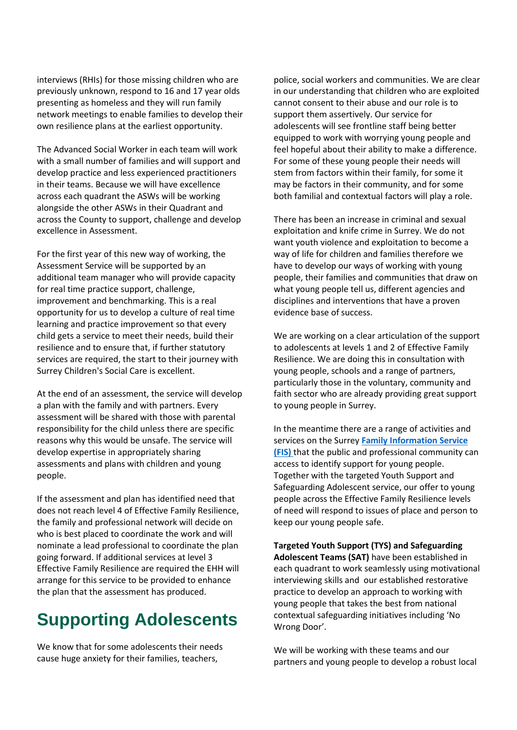interviews (RHIs) for those missing children who are previously unknown, respond to 16 and 17 year olds presenting as homeless and they will run family network meetings to enable families to develop their own resilience plans at the earliest opportunity.

The Advanced Social Worker in each team will work with a small number of families and will support and develop practice and less experienced practitioners in their teams. Because we will have excellence across each quadrant the ASWs will be working alongside the other ASWs in their Quadrant and across the County to support, challenge and develop excellence in Assessment.

For the first year of this new way of working, the Assessment Service will be supported by an additional team manager who will provide capacity for real time practice support, challenge, improvement and benchmarking. This is a real opportunity for us to develop a culture of real time learning and practice improvement so that every child gets a service to meet their needs, build their resilience and to ensure that, if further statutory services are required, the start to their journey with Surrey Children's Social Care is excellent.

At the end of an assessment, the service will develop a plan with the family and with partners. Every assessment will be shared with those with parental responsibility for the child unless there are specific reasons why this would be unsafe. The service will develop expertise in appropriately sharing assessments and plans with children and young people.

If the assessment and plan has identified need that does not reach level 4 of Effective Family Resilience, the family and professional network will decide on who is best placed to coordinate the work and will nominate a lead professional to coordinate the plan going forward. If additional services at level 3 Effective Family Resilience are required the EHH will arrange for this service to be provided to enhance the plan that the assessment has produced.

# Supporting Adolescents

We know that for some adolescents their needs cause huge anxiety for their families, teachers, police, social workers and communities. We are clear in our understanding that children who are exploited cannot consent to their abuse and our role is to support them assertively. Our service for adolescents will see frontline staff being better equipped to work with worrying young people and feel hopeful about their ability to make a difference. For some of these young people their needs will stem from factors within their family, for some it may be factors in their community, and for some both familial and contextual factors will play a role.

There has been an increase in criminal and sexual exploitation and knife crime in Surrey. We do not want youth violence and exploitation to become a way of life for children and families therefore we have to develop our ways of working with young people, their families and communities that draw on what young people tell us, different agencies and disciplines and interventions that have a proven evidence base of success.

We are working on a clear articulation of the support to adolescents at levels 1 and 2 of Effective Family Resilience. We are doing this in consultation with young people, schools and a range of partners, particularly those in the voluntary, community and faith sector who are already providing great support to young people in Surrey.

In the meantime there are a range of activities and services on the Surrey **Family Information Service (FIS)** that the public and professional community can access to identify support for young people. Together with the targeted Youth Support and Safeguarding Adolescent service, our offer to young people across the Effective Family Resilience levels of need will respond to issues of place and person to keep our young people safe.

**Targeted Youth Support (TYS) and Safeguarding Adolescent Teams (SAT)** have been established in each quadrant to work seamlessly using motivational interviewing skills and our established restorative practice to develop an approach to working with young people that takes the best from national contextual safeguarding initiatives including 'No Wrong Door'.

We will be working with these teams and our partners and young people to develop a robust local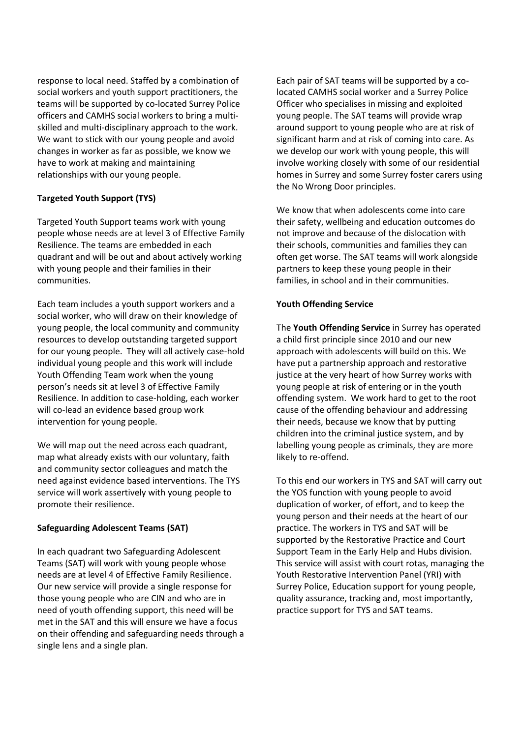response to local need. Staffed by a combination of social workers and youth support practitioners, the teams will be supported by co-located Surrey Police officers and CAMHS social workers to bring a multi-skilled and multi-disciplinary approach to the work. We want to stick with our young people and avoid changes in worker as far as possible, we know we have to work at making and maintaining relationships with our young people.

**Targeted Youth Support (TYS)**

Targeted Youth Support teams work with young people whose needs are at level 3 of Effective Family Resilience. The teams are embedded in each quadrant and will be out and about actively working with young people and their families in their communities.

Each team includes a youth support workers and a social worker, who will draw on their knowledge of young people, the local community and community resources to develop outstanding targeted support for our young people. They will all actively case-hold individual young people and this work will include Youth Offending Team work when the young person's needs sit at level 3 of Effective Family Resilience. In addition to case-holding, each worker will co-lead an evidence based group work intervention for young people.

We will map out the need across each quadrant, map what already exists with our voluntary, faith and community sector colleagues and match the need against evidence based interventions. The TYS service will work assertively with young people to promote their resilience.

**Safeguarding Adolescent Teams (SAT)**

In each quadrant two Safeguarding Adolescent Teams (SAT) will work with young people whose needs are at level 4 of Effective Family Resilience. Our new service will provide a single response for those young people who are CIN and who are in need of youth offending support, this need will be met in the SAT and this will ensure we have a focus on their offending and safeguarding needs through a single lens and a single plan.

Each pair of SAT teams will be supported by a co-located CAMHS social worker and a Surrey Police Officer who specialises in missing and exploited young people. The SAT teams will provide wrap around support to young people who are at risk of significant harm and at risk of coming into care. As we develop our work with young people, this will involve working closely with some of our residential homes in Surrey and some Surrey foster carers using the No Wrong Door principles.

We know that when adolescents come into care their safety, wellbeing and education outcomes do not improve and because of the dislocation with their schools, communities and families they can often get worse. The SAT teams will work alongside partners to keep these young people in their families, in school and in their communities.

**Youth Offending Service**

The **Youth Offending Service** in Surrey has operated a child first principle since 2010 and our new approach with adolescents will build on this. We have put a partnership approach and restorative justice at the very heart of how Surrey works with young people at risk of entering or in the youth offending system. We work hard to get to the root cause of the offending behaviour and addressing their needs, because we know that by putting children into the criminal justice system, and by labelling young people as criminals, they are more likely to re-offend.

To this end our workers in TYS and SAT will carry out the YOS function with young people to avoid duplication of worker, of effort, and to keep the young person and their needs at the heart of our practice. The workers in TYS and SAT will be supported by the Restorative Practice and Court Support Team in the Early Help and Hubs division. This service will assist with court rotas, managing the Youth Restorative Intervention Panel (YRI) with Surrey Police, Education support for young people, quality assurance, tracking and, most importantly, practice support for TYS and SAT teams.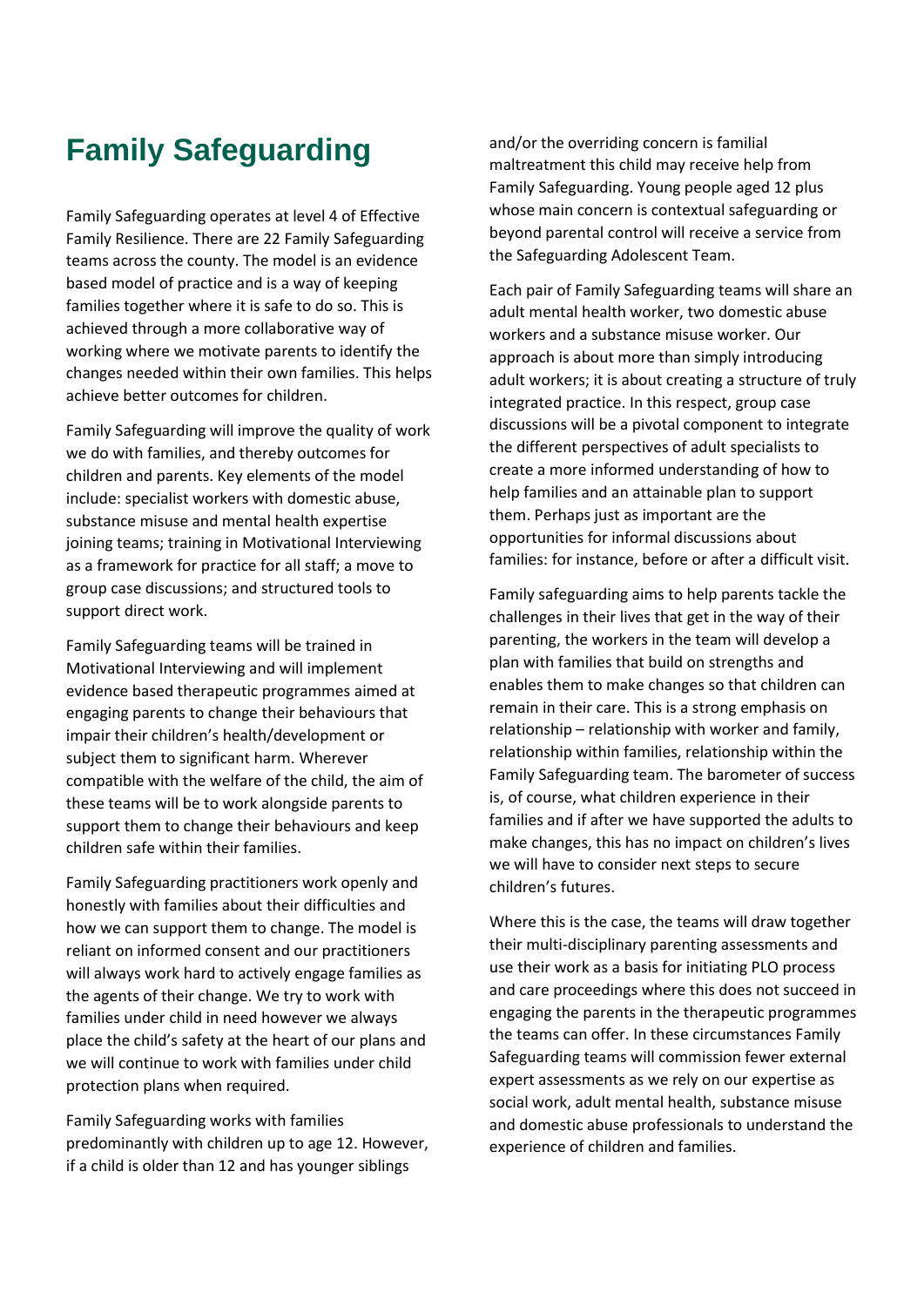# Family Safeguarding

Family Safeguarding operates at level 4 of Effective Family Resilience. There are 22 Family Safeguarding teams across the county. The model is an evidence based model of practice and is a way of keeping families together where it is safe to do so. This is achieved through a more collaborative way of working where we motivate parents to identify the changes needed within their own families. This helps achieve better outcomes for children.

Family Safeguarding will improve the quality of work we do with families, and thereby outcomes for children and parents. Key elements of the model include: specialist workers with domestic abuse, substance misuse and mental health expertise joining teams; training in Motivational Interviewing as a framework for practice for all staff; a move to group case discussions; and structured tools to support direct work.

Family Safeguarding teams will be trained in Motivational Interviewing and will implement evidence based therapeutic programmes aimed at engaging parents to change their behaviours that impair their children's health/development or subject them to significant harm. Wherever compatible with the welfare of the child, the aim of these teams will be to work alongside parents to support them to change their behaviours and keep children safe within their families.

Family Safeguarding practitioners work openly and honestly with families about their difficulties and how we can support them to change. The model is reliant on informed consent and our practitioners will always work hard to actively engage families as the agents of their change. We try to work with families under child in need however we always place the child's safety at the heart of our plans and we will continue to work with families under child protection plans when required.

Family Safeguarding works with families predominantly with children up to age 12. However, if a child is older than 12 and has younger siblings and/or the overriding concern is familial maltreatment this child may receive help from Family Safeguarding. Young people aged 12 plus whose main concern is contextual safeguarding or beyond parental control will receive a service from the Safeguarding Adolescent Team.

Each pair of Family Safeguarding teams will share an adult mental health worker, two domestic abuse workers and a substance misuse worker. Our approach is about more than simply introducing adult workers; it is about creating a structure of truly integrated practice. In this respect, group case discussions will be a pivotal component to integrate the different perspectives of adult specialists to create a more informed understanding of how to help families and an attainable plan to support them. Perhaps just as important are the opportunities for informal discussions about families: for instance, before or after a difficult visit.

Family safeguarding aims to help parents tackle the challenges in their lives that get in the way of their parenting, the workers in the team will develop a plan with families that build on strengths and enables them to make changes so that children can remain in their care. This is a strong emphasis on relationship – relationship with worker and family, relationship within families, relationship within the Family Safeguarding team. The barometer of success is, of course, what children experience in their families and if after we have supported the adults to make changes, this has no impact on children's lives we will have to consider next steps to secure children's futures.

Where this is the case, the teams will draw together their multi-disciplinary parenting assessments and use their work as a basis for initiating PLO process and care proceedings where this does not succeed in engaging the parents in the therapeutic programmes the teams can offer. In these circumstances Family Safeguarding teams will commission fewer external expert assessments as we rely on our expertise as social work, adult mental health, substance misuse and domestic abuse professionals to understand the experience of children and families.